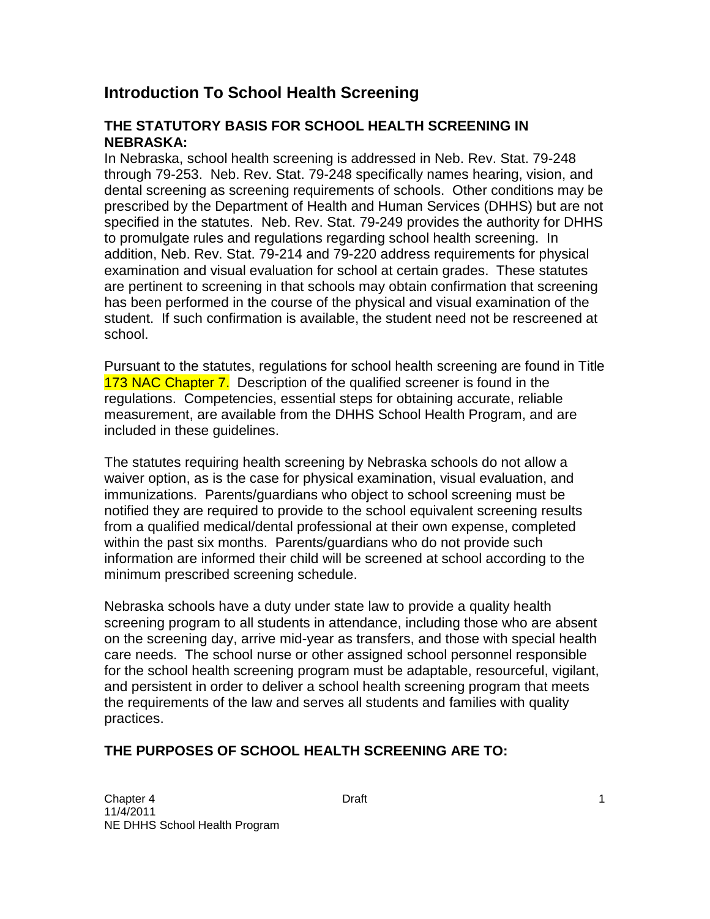# Introduction To School Health Screening

## THE STATUTORY BASIS FOR SCHOOL HEALTH SCREENING IN NEBRASKA:

In Nebraska, school health screening is addressed in Neb. Rev. Stat. 79-248 through 79-253. Neb. Rev. Stat. 79-248 specifically names hearing, vision, and dental screening as screening requirements of schools. Other conditions may be prescribed by the Department of Health and Human Services (DHHS) but are not specified in the statutes. Neb. Rev. Stat. 79-249 provides the authority for DHHS to promulgate rules and regulations regarding school health screening. In addition, Neb. Rev. Stat. 79-214 and 79-220 address requirements for physical examination and visual evaluation for school at certain grades. These statutes are pertinent to screening in that schools may obtain confirmation that screening has been performed in the course of the physical and visual examination of the student. If such confirmation is available, the student need not be rescreened at school.

Pursuant to the statutes, regulations for school health screening are found in Title 173 NAC Chapter 7. Description of the qualified screener is found in the regulations. Competencies, essential steps for obtaining accurate, reliable measurement, are available from the DHHS School Health Program, and are included in these guidelines.

The statutes requiring health screening by Nebraska schools do not allow a waiver option, as is the case for physical examination, visual evaluation, and immunizations. Parents/guardians who object to school screening must be notified they are required to provide to the school equivalent screening results from a qualified medical/dental professional at their own expense, completed within the past six months. Parents/guardians who do not provide such information are informed their child will be screened at school according to the minimum prescribed screening schedule.

Nebraska schools have a duty under state law to provide a quality health screening program to all students in attendance, including those who are absent on the screening day, arrive mid-year as transfers, and those with special health care needs. The school nurse or other assigned school personnel responsible for the school health screening program must be adaptable, resourceful, vigilant, and persistent in order to deliver a school health screening program that meets the requirements of the law and serves all students and families with quality practices.

## THE PURPOSES OF SCHOOL HEALTH SCREENING ARE TO: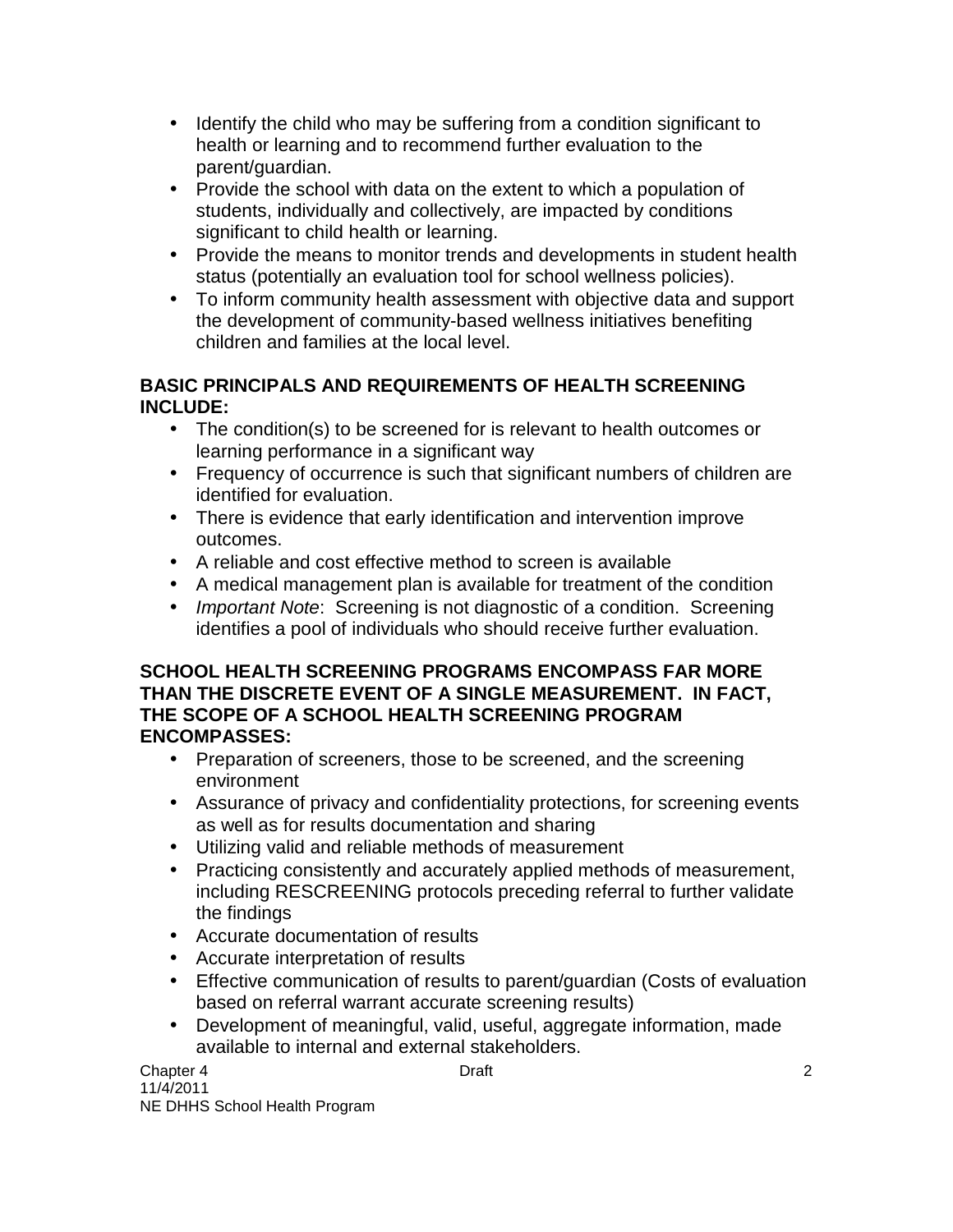- Identify the child who may be suffering from a condition significant to health or learning and to recommend further evaluation to the parent/guardian.
- Provide the school with data on the extent to which a population of students, individually and collectively, are impacted by conditions significant to child health or learning.
- Provide the means to monitor trends and developments in student health status (potentially an evaluation tool for school wellness policies).
- To inform community health assessment with objective data and support the development of community-based wellness initiatives benefiting children and families at the local level.

**BASIC PRINCIPALS AND REQUIREMENTS OF HEALTH SCREENING INCLUDE:**

- The condition(s) to be screened for is relevant to health outcomes or learning performance in a significant way
- Frequency of occurrence is such that significant numbers of children are identified for evaluation.
- There is evidence that early identification and intervention improve outcomes.
- A reliable and cost effective method to screen is available
- A medical management plan is available for treatment of the condition
- *Important Note*: Screening is not diagnostic of a condition. Screening identifies a pool of individuals who should receive further evaluation.

**SCHOOL HEALTH SCREENING PROGRAMS ENCOMPASS FAR MORE THAN THE DISCRETE EVENT OF A SINGLE MEASUREMENT. IN FACT, THE SCOPE OF A SCHOOL HEALTH SCREENING PROGRAM ENCOMPASSES:**

- Preparation of screeners, those to be screened, and the screening environment
- Assurance of privacy and confidentiality protections, for screening events as well as for results documentation and sharing
- Utilizing valid and reliable methods of measurement
- Practicing consistently and accurately applied methods of measurement, including RESCREENING protocols preceding referral to further validate the findings
- Accurate documentation of results
- Accurate interpretation of results
- Effective communication of results to parent/guardian (Costs of evaluation based on referral warrant accurate screening results)
- Development of meaningful, valid, useful, aggregate information, made available to internal and external stakeholders.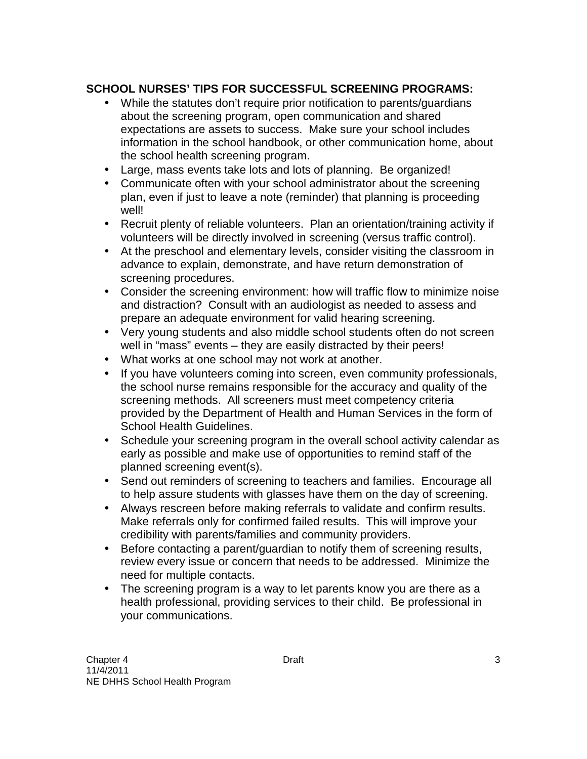**SCHOOL NURSES' TIPS FOR SUCCESSFUL SCREENING PROGRAMS:**

- While the statutes don't require prior notification to parents/guardians about the screening program, open communication and shared expectations are assets to success. Make sure your school includes information in the school handbook, or other communication home, about the school health screening program.
- Large, mass events take lots and lots of planning. Be organized!
- Communicate often with your school administrator about the screening plan, even if just to leave a note (reminder) that planning is proceeding well!
- Recruit plenty of reliable volunteers. Plan an orientation/training activity if volunteers will be directly involved in screening (versus traffic control).
- At the preschool and elementary levels, consider visiting the classroom in advance to explain, demonstrate, and have return demonstration of screening procedures.
- Consider the screening environment: how will traffic flow to minimize noise and distraction? Consult with an audiologist as needed to assess and prepare an adequate environment for valid hearing screening.
- Very young students and also middle school students often do not screen well in "mass" events – they are easily distracted by their peers!
- What works at one school may not work at another.
- If you have volunteers coming into screen, even community professionals, the school nurse remains responsible for the accuracy and quality of the screening methods. All screeners must meet competency criteria provided by the Department of Health and Human Services in the form of School Health Guidelines.
- Schedule your screening program in the overall school activity calendar as early as possible and make use of opportunities to remind staff of the planned screening event(s).
- Send out reminders of screening to teachers and families. Encourage all to help assure students with glasses have them on the day of screening.
- Always rescreen before making referrals to validate and confirm results. Make referrals only for confirmed failed results. This will improve your credibility with parents/families and community providers.
- Before contacting a parent/guardian to notify them of screening results, review every issue or concern that needs to be addressed. Minimize the need for multiple contacts.
- The screening program is a way to let parents know you are there as a health professional, providing services to their child. Be professional in your communications.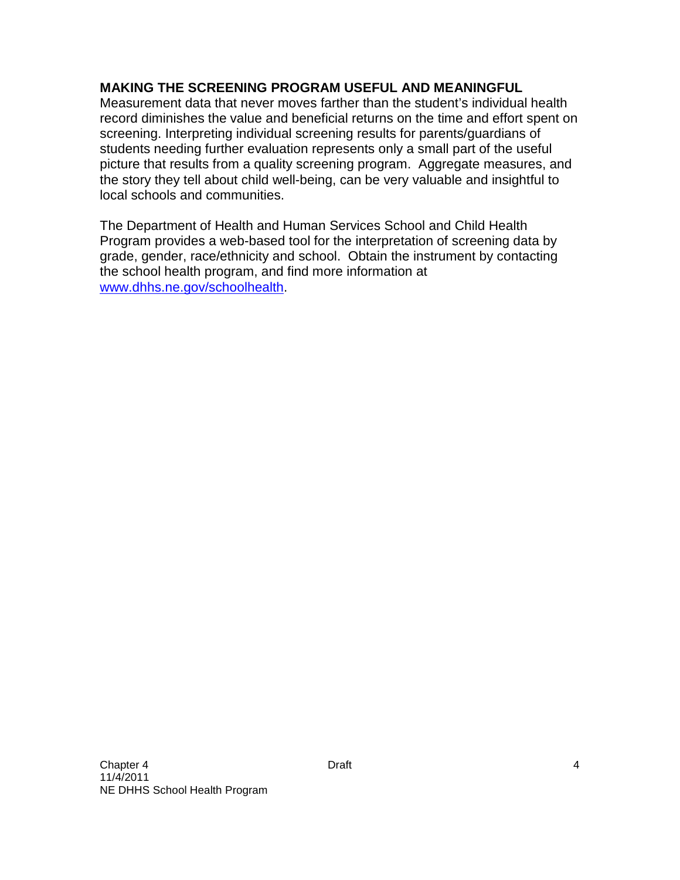## MAKING THE SCREENING PROGRAM USEFUL AND MEANINGFUL

Measurement data that never moves farther than the student's individual health record diminishes the value and beneficial returns on the time and effort spent on screening. Interpreting individual screening results for parents/guardians of students needing further evaluation represents only a small part of the useful picture that results from a quality screening program. Aggregate measures, and the story they tell about child well-being, can be very valuable and insightful to local schools and communities.

The Department of Health and Human Services School and Child Health Program provides a web-based tool for the interpretation of screening data by grade, gender, race/ethnicity and school. Obtain the instrument by contacting the school health program, and find more information at [www.dhhs.ne.gov/schoolhealth](http://www.dhhs.ne.gov/schoolhealth).